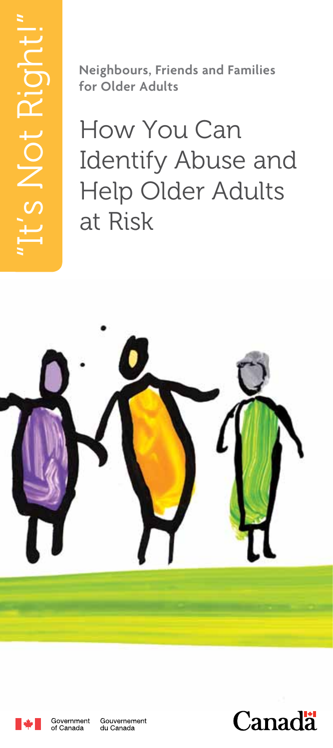"It's Not Right!"

**Neighbours, Friends and Families for Older Adults**

# How You Can Identify Abuse and Help Older Adults at Risk

Government of Canada Gouvernement du Canada

Canada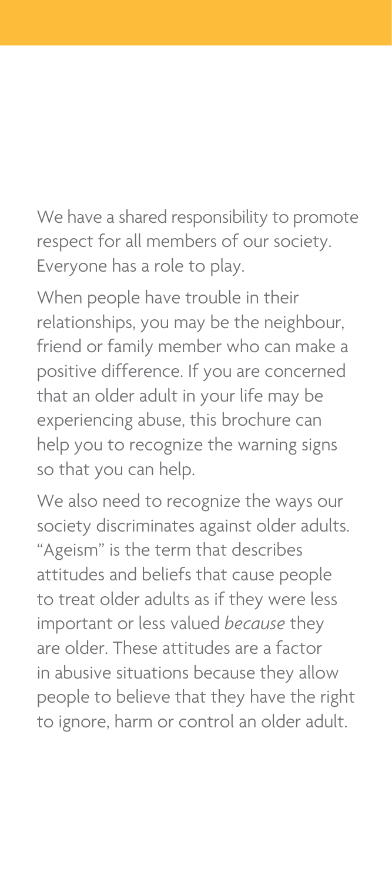We have a shared responsibility to promote respect for all members of our society. Everyone has a role to play.

When people have trouble in their relationships, you may be the neighbour, friend or family member who can make a positive difference. If you are concerned that an older adult in your life may be experiencing abuse, this brochure can help you to recognize the warning signs so that you can help.

We also need to recognize the ways our society discriminates against older adults. "Ageism" is the term that describes attitudes and beliefs that cause people to treat older adults as if they were less important or less valued *because* they are older. These attitudes are a factor in abusive situations because they allow people to believe that they have the right to ignore, harm or control an older adult.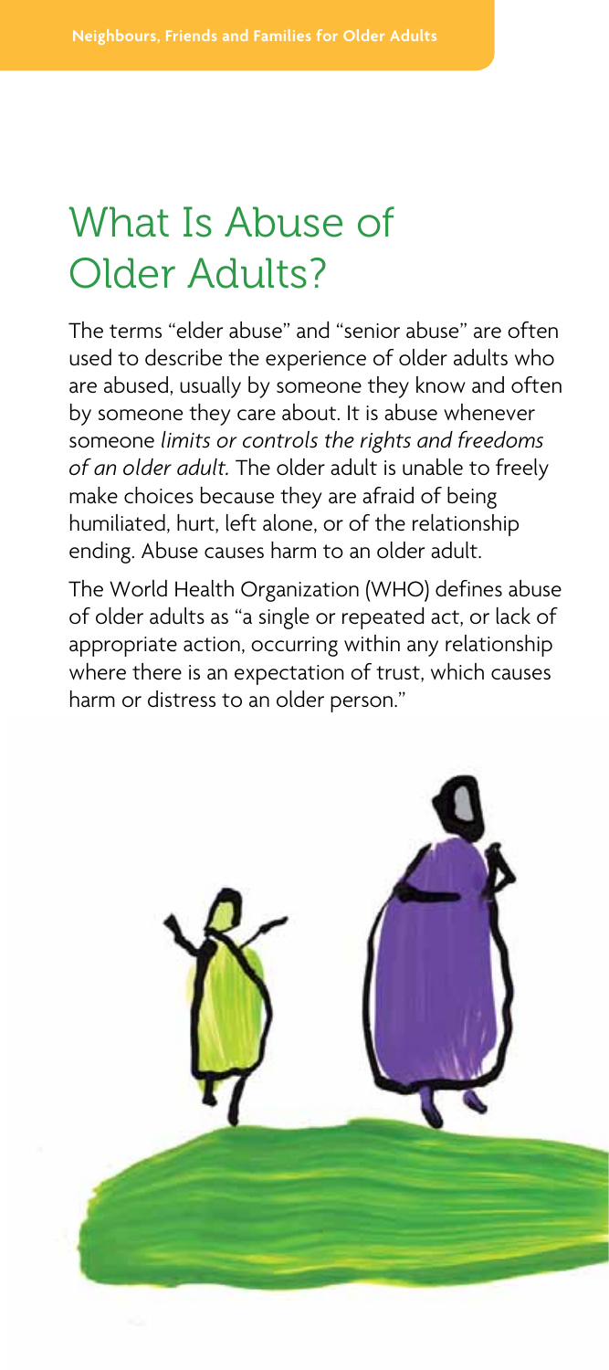# What Is Abuse of Older Adults?

The terms "elder abuse" and "senior abuse" are often used to describe the experience of older adults who are abused, usually by someone they know and often by someone they care about. It is abuse whenever someone *limits or controls the rights and freedoms of an older adult.* The older adult is unable to freely make choices because they are afraid of being humiliated, hurt, left alone, or of the relationship ending. Abuse causes harm to an older adult.

The World Health Organization (WHO) defines abuse of older adults as "a single or repeated act, or lack of appropriate action, occurring within any relationship where there is an expectation of trust, which causes harm or distress to an older person."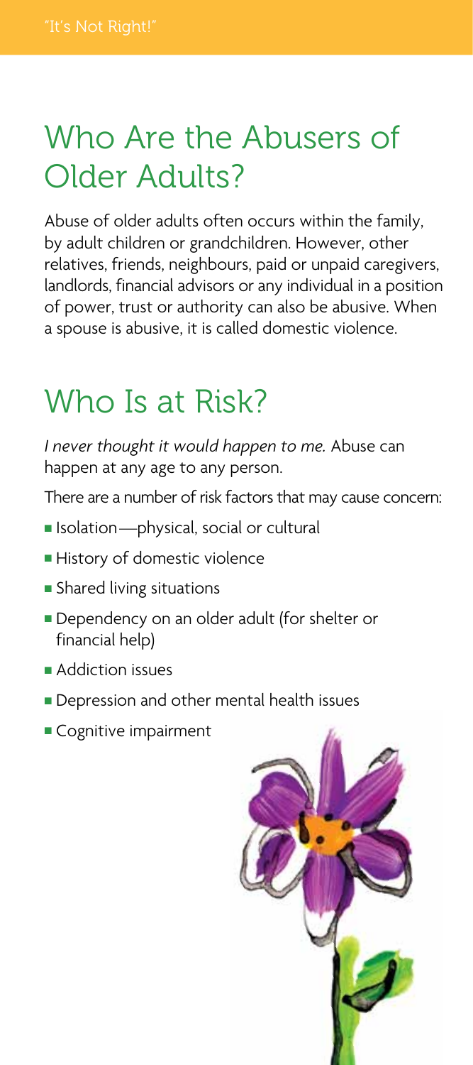# Who Are the Abusers of Older Adults?

Abuse of older adults often occurs within the family, by adult children or grandchildren. However, other relatives, friends, neighbours, paid or unpaid caregivers, landlords, financial advisors or any individual in a position of power, trust or authority can also be abusive. When a spouse is abusive, it is called domestic violence.

# Who Is at Risk?

*I never thought it would happen to me.* Abuse can happen at any age to any person.

There are a number of risk factors that may cause concern:

- Isolation—physical, social or cultural
- History of domestic violence
- Shared living situations
- Dependency on an older adult (for shelter or financial help)
- Addiction issues
- Depression and other mental health issues
- Cognitive impairment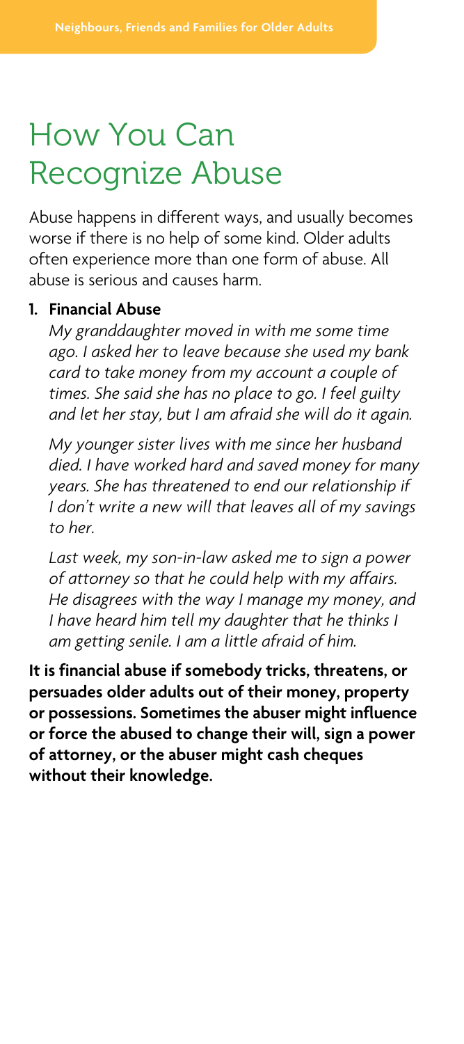# How You Can Recognize Abuse

Abuse happens in different ways, and usually becomes worse if there is no help of some kind. Older adults often experience more than one form of abuse. All abuse is serious and causes harm.

1. **Financial Abuse**

   *My granddaughter moved in with me some time ago. I asked her to leave because she used my bank card to take money from my account a couple of times. She said she has no place to go. I feel guilty and let her stay, but I am afraid she will do it again.*

   *My younger sister lives with me since her husband died. I have worked hard and saved money for many years. She has threatened to end our relationship if I don't write a new will that leaves all of my savings to her.*

   *Last week, my son-in-law asked me to sign a power of attorney so that he could help with my affairs. He disagrees with the way I manage my money, and I have heard him tell my daughter that he thinks I am getting senile. I am a little afraid of him.*

**It is financial abuse if somebody tricks, threatens, or persuades older adults out of their money, property or possessions. Sometimes the abuser might influence or force the abused to change their will, sign a power of attorney, or the abuser might cash cheques without their knowledge.**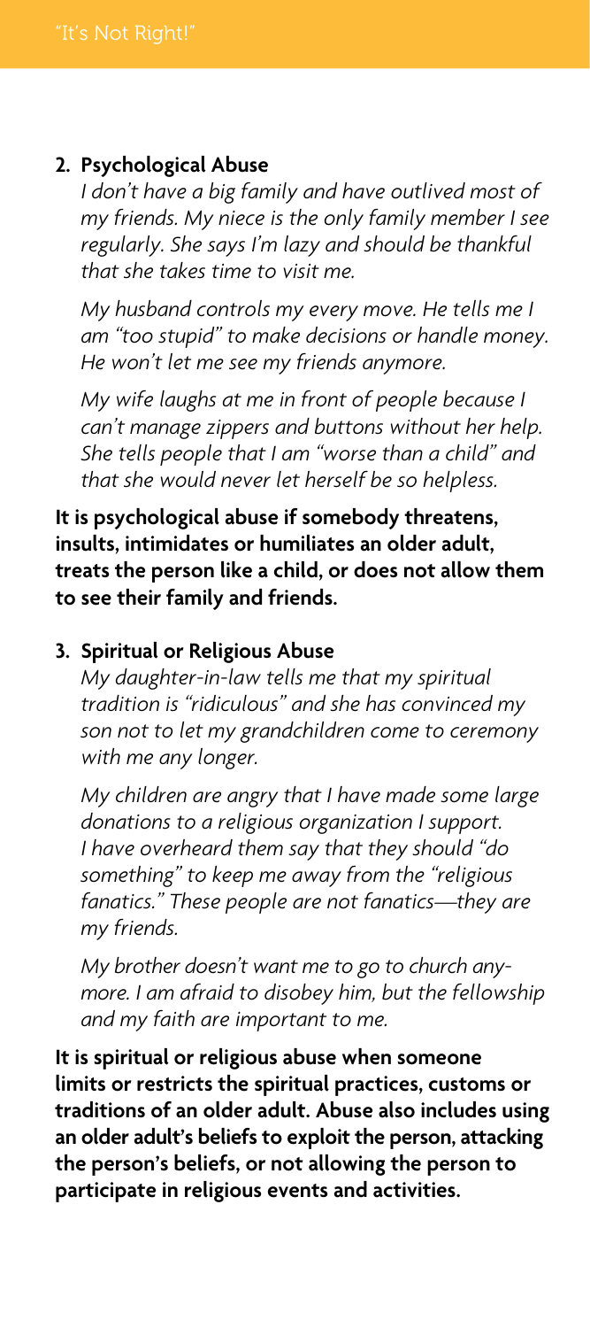### 2. Psychological Abuse

*I don't have a big family and have outlived most of my friends. My niece is the only family member I see regularly. She says I'm lazy and should be thankful that she takes time to visit me.*

*My husband controls my every move. He tells me I am "too stupid" to make decisions or handle money. He won't let me see my friends anymore.*

*My wife laughs at me in front of people because I can't manage zippers and buttons without her help. She tells people that I am "worse than a child" and that she would never let herself be so helpless.*

**It is psychological abuse if somebody threatens, insults, intimidates or humiliates an older adult, treats the person like a child, or does not allow them to see their family and friends.**

### 3. Spiritual or Religious Abuse

*My daughter-in-law tells me that my spiritual tradition is "ridiculous" and she has convinced my son not to let my grandchildren come to ceremony with me any longer.*

*My children are angry that I have made some large donations to a religious organization I support. I have overheard them say that they should "do something" to keep me away from the "religious fanatics." These people are not fanatics—they are my friends.*

*My brother doesn't want me to go to church anymore. I am afraid to disobey him, but the fellowship and my faith are important to me.*

**It is spiritual or religious abuse when someone limits or restricts the spiritual practices, customs or traditions of an older adult. Abuse also includes using an older adult's beliefs to exploit the person, attacking the person's beliefs, or not allowing the person to participate in religious events and activities.**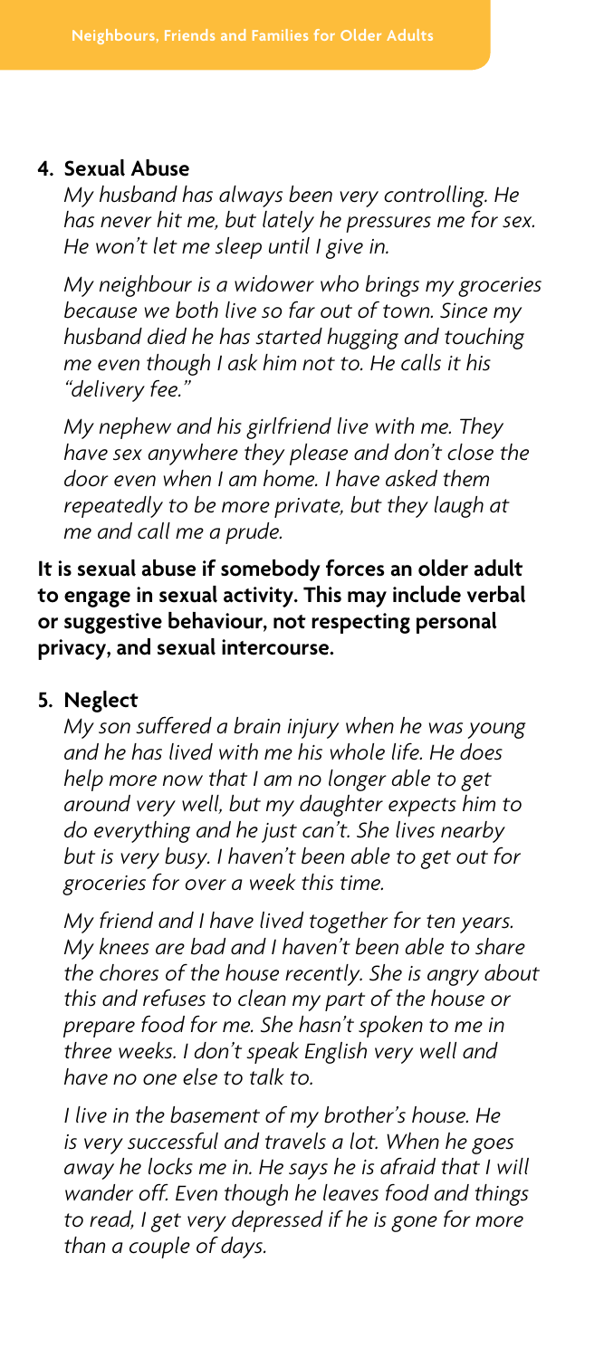**4. Sexual Abuse**

*My husband has always been very controlling. He has never hit me, but lately he pressures me for sex. He won't let me sleep until I give in.*

*My neighbour is a widower who brings my groceries because we both live so far out of town. Since my husband died he has started hugging and touching me even though I ask him not to. He calls it his "delivery fee."*

*My nephew and his girlfriend live with me. They have sex anywhere they please and don't close the door even when I am home. I have asked them repeatedly to be more private, but they laugh at me and call me a prude.*

**It is sexual abuse if somebody forces an older adult to engage in sexual activity. This may include verbal or suggestive behaviour, not respecting personal privacy, and sexual intercourse.**

**5. Neglect**

*My son suffered a brain injury when he was young and he has lived with me his whole life. He does help more now that I am no longer able to get around very well, but my daughter expects him to do everything and he just can't. She lives nearby but is very busy. I haven't been able to get out for groceries for over a week this time.*

*My friend and I have lived together for ten years. My knees are bad and I haven't been able to share the chores of the house recently. She is angry about this and refuses to clean my part of the house or prepare food for me. She hasn't spoken to me in three weeks. I don't speak English very well and have no one else to talk to.*

*I live in the basement of my brother's house. He is very successful and travels a lot. When he goes away he locks me in. He says he is afraid that I will wander off. Even though he leaves food and things to read, I get very depressed if he is gone for more than a couple of days.*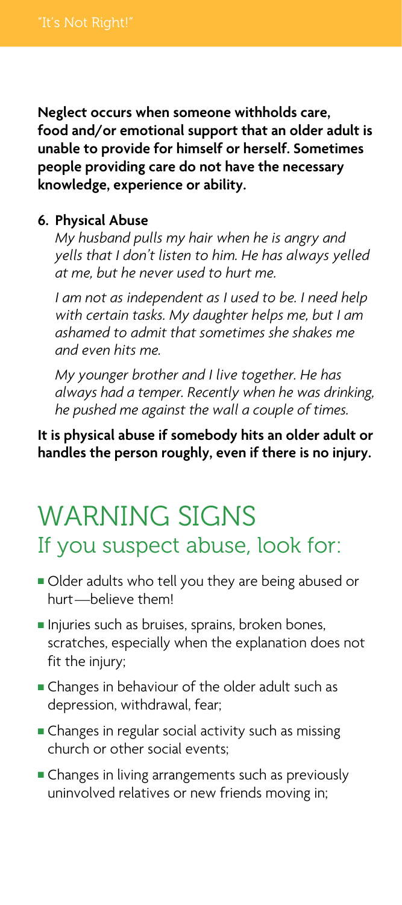**Neglect occurs when someone withholds care, food and/or emotional support that an older adult is unable to provide for himself or herself. Sometimes people providing care do not have the necessary knowledge, experience or ability.**

**6. Physical Abuse**

*My husband pulls my hair when he is angry and yells that I don't listen to him. He has always yelled at me, but he never used to hurt me.*

*I am not as independent as I used to be. I need help with certain tasks. My daughter helps me, but I am ashamed to admit that sometimes she shakes me and even hits me.*

*My younger brother and I live together. He has always had a temper. Recently when he was drinking, he pushed me against the wall a couple of times.*

**It is physical abuse if somebody hits an older adult or handles the person roughly, even if there is no injury.**

# WARNING SIGNS

## If you suspect abuse, look for:

- Older adults who tell you they are being abused or hurt—believe them!
- Injuries such as bruises, sprains, broken bones, scratches, especially when the explanation does not fit the injury;
- Changes in behaviour of the older adult such as depression, withdrawal, fear;
- Changes in regular social activity such as missing church or other social events;
- Changes in living arrangements such as previously uninvolved relatives or new friends moving in;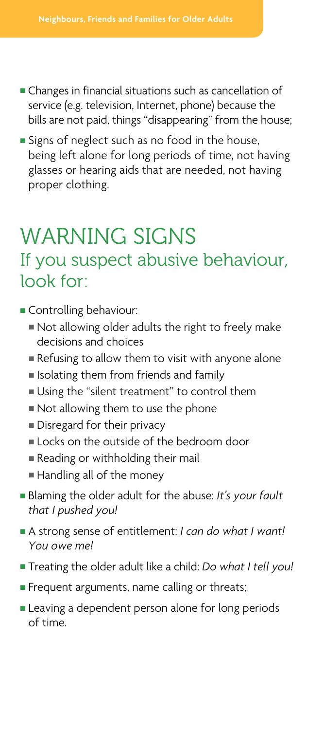- Changes in financial situations such as cancellation of service (e.g. television, Internet, phone) because the bills are not paid, things "disappearing" from the house;
- Signs of neglect such as no food in the house, being left alone for long periods of time, not having glasses or hearing aids that are needed, not having proper clothing.

# WARNING SIGNS

## If you suspect abusive behaviour, look for:

- Controlling behaviour:
  - Not allowing older adults the right to freely make decisions and choices
  - Refusing to allow them to visit with anyone alone
  - Isolating them from friends and family
  - Using the "silent treatment" to control them
  - Not allowing them to use the phone
  - Disregard for their privacy
  - Locks on the outside of the bedroom door
  - Reading or withholding their mail
  - Handling all of the money
- Blaming the older adult for the abuse: *It's your fault that I pushed you!*
- A strong sense of entitlement: *I can do what I want! You owe me!*
- Treating the older adult like a child: *Do what I tell you!*
- Frequent arguments, name calling or threats;
- Leaving a dependent person alone for long periods of time.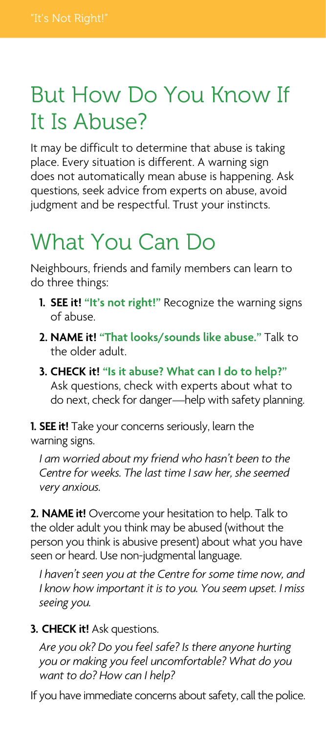# But How Do You Know If It Is Abuse?

It may be difficult to determine that abuse is taking place. Every situation is different. A warning sign does not automatically mean abuse is happening. Ask questions, seek advice from experts on abuse, avoid judgment and be respectful. Trust your instincts.

# What You Can Do

Neighbours, friends and family members can learn to do three things:

1. **SEE it!** **"It's not right!"** Recognize the warning signs of abuse.
2. **NAME it!** **"That looks/sounds like abuse."** Talk to the older adult.
3. **CHECK it!** **"Is it abuse? What can I do to help?"** Ask questions, check with experts about what to do next, check for danger—help with safety planning.

**1. SEE it!** Take your concerns seriously, learn the warning signs.

*I am worried about my friend who hasn't been to the Centre for weeks. The last time I saw her, she seemed very anxious.*

**2. NAME it!** Overcome your hesitation to help. Talk to the older adult you think may be abused (without the person you think is abusive present) about what you have seen or heard. Use non-judgmental language.

*I haven't seen you at the Centre for some time now, and I know how important it is to you. You seem upset. I miss seeing you.*

**3. CHECK it!** Ask questions.

*Are you ok? Do you feel safe? Is there anyone hurting you or making you feel uncomfortable? What do you want to do? How can I help?*

If you have immediate concerns about safety, call the police.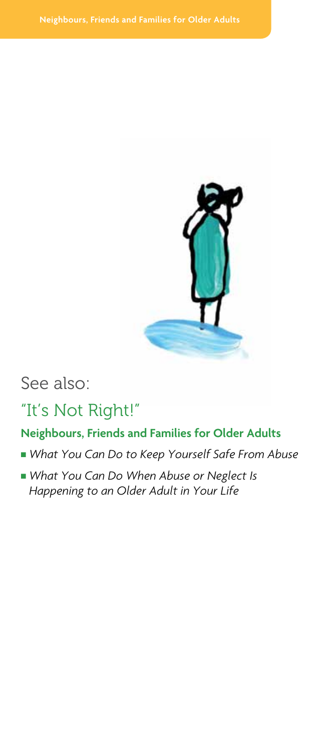See also:

## "It's Not Right!"

**Neighbours, Friends and Families for Older Adults**

- *What You Can Do to Keep Yourself Safe From Abuse*
- *What You Can Do When Abuse or Neglect Is Happening to an Older Adult in Your Life*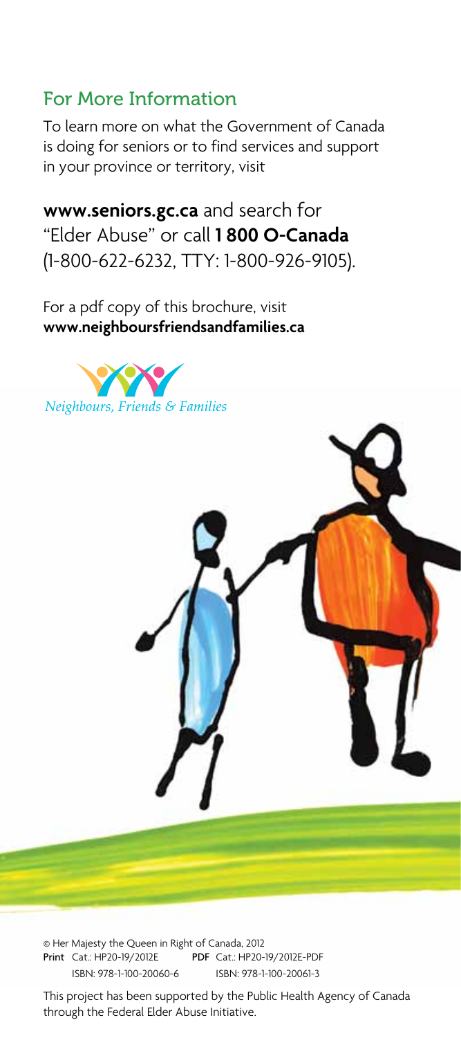## For More Information

To learn more on what the Government of Canada is doing for seniors or to find services and support in your province or territory, visit

**www.seniors.gc.ca** and search for "Elder Abuse" or call **1 800 O-Canada** (1-800-622-6232, TTY: 1-800-926-9105).

For a pdf copy of this brochure, visit **www.neighboursfriendsandfamilies.ca**

*Neighbours, Friends & Families*

© Her Majesty the Queen in Right of Canada, 2012

**Print** Cat.: HP20-19/2012E ISBN: 978-1-100-20060-6

**PDF** Cat.: HP20-19/2012E-PDF ISBN: 978-1-100-20061-3

This project has been supported by the Public Health Agency of Canada through the Federal Elder Abuse Initiative.